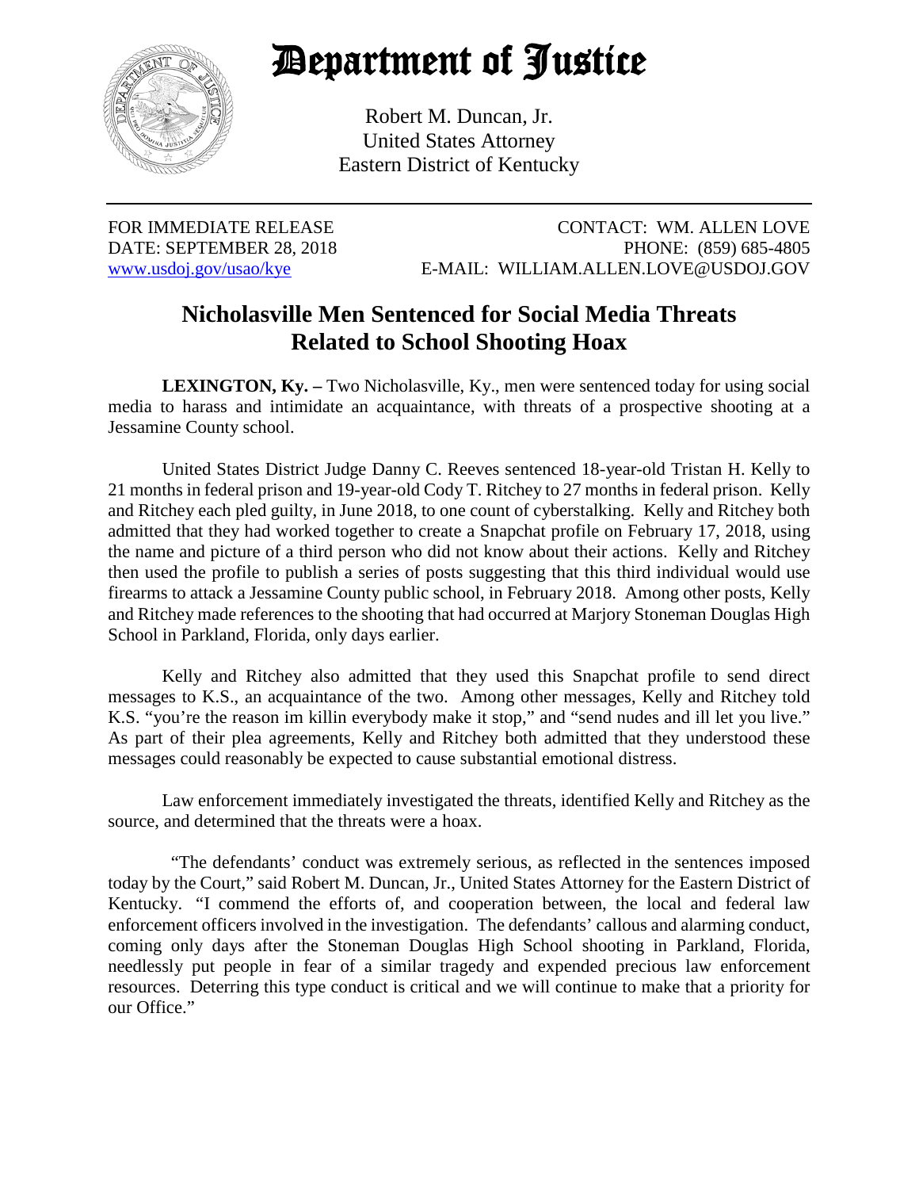# Department of Justice

Robert M. Duncan, Jr.
United States Attorney
Eastern District of Kentucky

FOR IMMEDIATE RELEASE
DATE: SEPTEMBER 28, 2018
www.usdoj.gov/usao/kye

CONTACT: WM. ALLEN LOVE
PHONE: (859) 685-4805
E-MAIL: WILLIAM.ALLEN.LOVE@USDOJ.GOV

## Nicholasville Men Sentenced for Social Media Threats Related to School Shooting Hoax

**LEXINGTON, Ky. –** Two Nicholasville, Ky., men were sentenced today for using social media to harass and intimidate an acquaintance, with threats of a prospective shooting at a Jessamine County school.

United States District Judge Danny C. Reeves sentenced 18-year-old Tristan H. Kelly to 21 months in federal prison and 19-year-old Cody T. Ritchey to 27 months in federal prison. Kelly and Ritchey each pled guilty, in June 2018, to one count of cyberstalking. Kelly and Ritchey both admitted that they had worked together to create a Snapchat profile on February 17, 2018, using the name and picture of a third person who did not know about their actions. Kelly and Ritchey then used the profile to publish a series of posts suggesting that this third individual would use firearms to attack a Jessamine County public school, in February 2018. Among other posts, Kelly and Ritchey made references to the shooting that had occurred at Marjory Stoneman Douglas High School in Parkland, Florida, only days earlier.

Kelly and Ritchey also admitted that they used this Snapchat profile to send direct messages to K.S., an acquaintance of the two. Among other messages, Kelly and Ritchey told K.S. "you're the reason im killin everybody make it stop," and "send nudes and ill let you live." As part of their plea agreements, Kelly and Ritchey both admitted that they understood these messages could reasonably be expected to cause substantial emotional distress.

Law enforcement immediately investigated the threats, identified Kelly and Ritchey as the source, and determined that the threats were a hoax.

"The defendants' conduct was extremely serious, as reflected in the sentences imposed today by the Court," said Robert M. Duncan, Jr., United States Attorney for the Eastern District of Kentucky. "I commend the efforts of, and cooperation between, the local and federal law enforcement officers involved in the investigation. The defendants' callous and alarming conduct, coming only days after the Stoneman Douglas High School shooting in Parkland, Florida, needlessly put people in fear of a similar tragedy and expended precious law enforcement resources. Deterring this type conduct is critical and we will continue to make that a priority for our Office."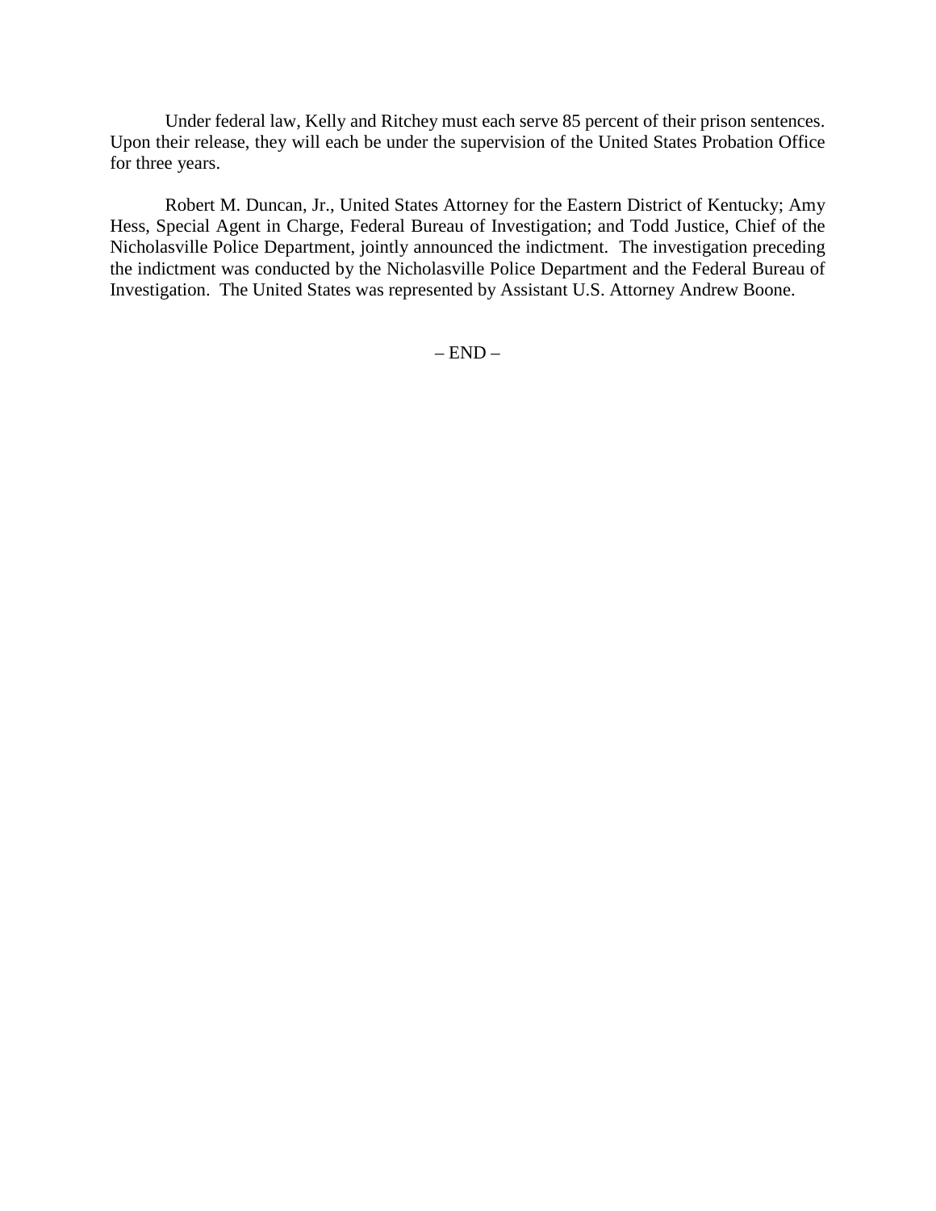Under federal law, Kelly and Ritchey must each serve 85 percent of their prison sentences. Upon their release, they will each be under the supervision of the United States Probation Office for three years.

Robert M. Duncan, Jr., United States Attorney for the Eastern District of Kentucky; Amy Hess, Special Agent in Charge, Federal Bureau of Investigation; and Todd Justice, Chief of the Nicholasville Police Department, jointly announced the indictment. The investigation preceding the indictment was conducted by the Nicholasville Police Department and the Federal Bureau of Investigation. The United States was represented by Assistant U.S. Attorney Andrew Boone.

– END –